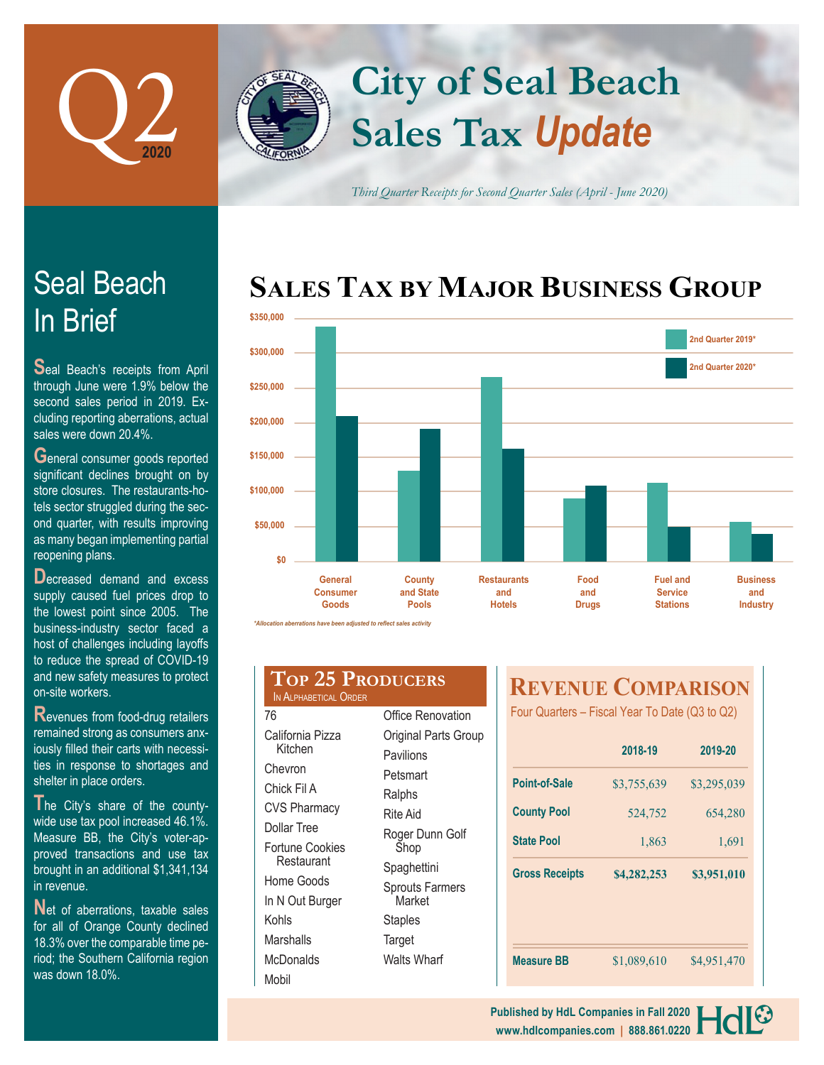# Q2 2020

# City of Seal Beach Sales Tax *Update*

*Third Quarter Receipts for Second Quarter Sales (April - June 2020)*

## Seal Beach In Brief

Seal Beach's receipts from April through June were 1.9% below the second sales period in 2019. Excluding reporting aberrations, actual sales were down 20.4%.

General consumer goods reported significant declines brought on by store closures. The restaurants-hotels sector struggled during the second quarter, with results improving as many began implementing partial reopening plans.

Decreased demand and excess supply caused fuel prices drop to the lowest point since 2005. The business-industry sector faced a host of challenges including layoffs to reduce the spread of COVID-19 and new safety measures to protect on-site workers.

Revenues from food-drug retailers remained strong as consumers anxiously filled their carts with necessities in response to shortages and shelter in place orders.

The City's share of the countywide use tax pool increased 46.1%. Measure BB, the City's voter-approved transactions and use tax brought in an additional $1,341,134 in revenue.

Net of aberrations, taxable sales for all of Orange County declined 18.3% over the comparable time period; the Southern California region was down 18.0%.

## Sales Tax by Major Business Group

Legend: 2nd Quarter 2019* / 2nd Quarter 2020*

Categories: General Consumer Goods; County and State Pools; Restaurants and Hotels; Food and Drugs; Fuel and Service Stations; Business and Industry

*Allocation aberrations have been adjusted to reflect sales activity

## Top 25 Producers

In Alphabetical Order

- 76
- California Pizza Kitchen
- Chevron
- Chick Fil A
- CVS Pharmacy
- Dollar Tree
- Fortune Cookies Restaurant
- Home Goods
- In N Out Burger
- Kohls
- Marshalls
- McDonalds
- Mobil
- Office Renovation
- Original Parts Group
- Pavilions
- Petsmart
- Ralphs
- Rite Aid
- Roger Dunn Golf Shop
- Spaghettini
- Sprouts Farmers Market
- Staples
- Target
- Walts Wharf

## Revenue Comparison

Four Quarters – Fiscal Year To Date (Q3 to Q2)

| | 2018-19 | 2019-20 |
|---|---|---|
| Point-of-Sale | $3,755,639 | $3,295,039 |
| County Pool | 524,752 | 654,280 |
| State Pool | 1,863 | 1,691 |
| **Gross Receipts** | **$4,282,253** | **$3,951,010** |
| Measure BB | $1,089,610 | $4,951,470 |

Published by HdL Companies in Fall 2020
www.hdlcompanies.com | 888.861.0220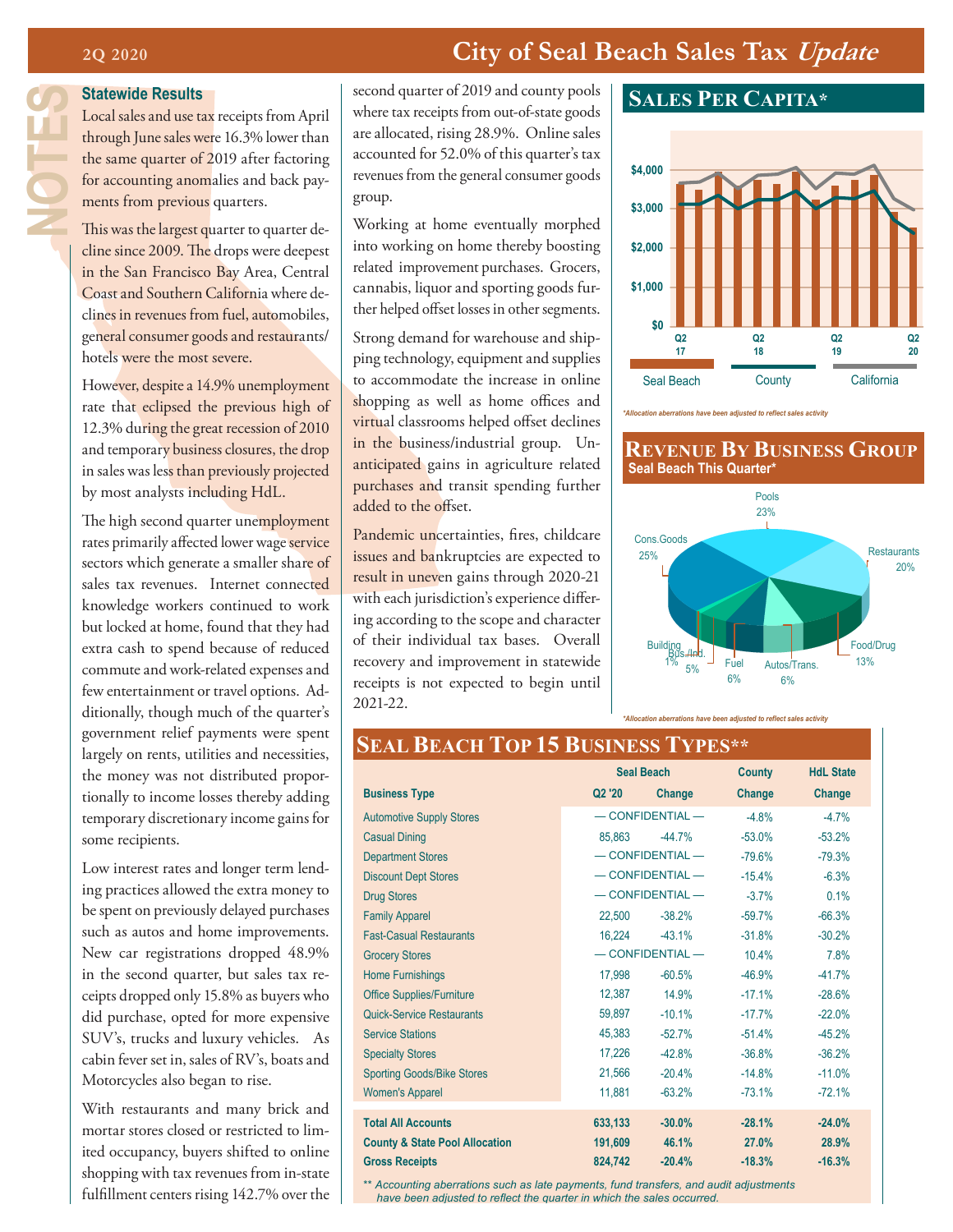# City of Seal Beach Sales Tax *Update*

2Q 2020

NOTES

## Statewide Results

Local sales and use tax receipts from April through June sales were 16.3% lower than the same quarter of 2019 after factoring for accounting anomalies and back payments from previous quarters.

This was the largest quarter to quarter decline since 2009. The drops were deepest in the San Francisco Bay Area, Central Coast and Southern California where declines in revenues from fuel, automobiles, general consumer goods and restaurants/hotels were the most severe.

However, despite a 14.9% unemployment rate that eclipsed the previous high of 12.3% during the great recession of 2010 and temporary business closures, the drop in sales was less than previously projected by most analysts including HdL.

The high second quarter unemployment rates primarily affected lower wage service sectors which generate a smaller share of sales tax revenues. Internet connected knowledge workers continued to work but locked at home, found that they had extra cash to spend because of reduced commute and work-related expenses and few entertainment or travel options. Additionally, though much of the quarter's government relief payments were spent largely on rents, utilities and necessities, the money was not distributed proportionally to income losses thereby adding temporary discretionary income gains for some recipients.

Low interest rates and longer term lending practices allowed the extra money to be spent on previously delayed purchases such as autos and home improvements. New car registrations dropped 48.9% in the second quarter, but sales tax receipts dropped only 15.8% as buyers who did purchase, opted for more expensive SUV's, trucks and luxury vehicles. As cabin fever set in, sales of RV's, boats and Motorcycles also began to rise.

With restaurants and many brick and mortar stores closed or restricted to limited occupancy, buyers shifted to online shopping with tax revenues from in-state fulfillment centers rising 142.7% over the second quarter of 2019 and county pools where tax receipts from out-of-state goods are allocated, rising 28.9%. Online sales accounted for 52.0% of this quarter's tax revenues from the general consumer goods group.

Working at home eventually morphed into working on home thereby boosting related improvement purchases. Grocers, cannabis, liquor and sporting goods further helped offset losses in other segments.

Strong demand for warehouse and shipping technology, equipment and supplies to accommodate the increase in online shopping as well as home offices and virtual classrooms helped offset declines in the business/industrial group. Unanticipated gains in agriculture related purchases and transit spending further added to the offset.

Pandemic uncertainties, fires, childcare issues and bankruptcies are expected to result in uneven gains through 2020-21 with each jurisdiction's experience differing according to the scope and character of their individual tax bases. Overall recovery and improvement in statewide receipts is not expected to begin until 2021-22.

## Sales Per Capita*

$4,000
$3,000
$2,000
$1,000
$0
Q2 17
Q2 18
Q2 19
Q2 20

Seal Beach
County
California

*Allocation aberrations have been adjusted to reflect sales activity*

## Revenue By Business Group

Seal Beach This Quarter*

Pools 23%
Restaurants 20%
Food/Drug 13%
Autos/Trans. 6%
Fuel 6%
Bus./Ind. 5%
Building 1%
Cons.Goods 25%

*Allocation aberrations have been adjusted to reflect sales activity*

## Seal Beach Top 15 Business Types**

| | Seal Beach | | County | HdL State |
|---|---|---|---|---|
| **Business Type** | **Q2 '20** | **Change** | **Change** | **Change** |
| Automotive Supply Stores | — CONFIDENTIAL — | | -4.8% | -4.7% |
| Casual Dining | 85,863 | -44.7% | -53.0% | -53.2% |
| Department Stores | — CONFIDENTIAL — | | -79.6% | -79.3% |
| Discount Dept Stores | — CONFIDENTIAL — | | -15.4% | -6.3% |
| Drug Stores | — CONFIDENTIAL — | | -3.7% | 0.1% |
| Family Apparel | 22,500 | -38.2% | -59.7% | -66.3% |
| Fast-Casual Restaurants | 16,224 | -43.1% | -31.8% | -30.2% |
| Grocery Stores | — CONFIDENTIAL — | | 10.4% | 7.8% |
| Home Furnishings | 17,998 | -60.5% | -46.9% | -41.7% |
| Office Supplies/Furniture | 12,387 | 14.9% | -17.1% | -28.6% |
| Quick-Service Restaurants | 59,897 | -10.1% | -17.7% | -22.0% |
| Service Stations | 45,383 | -52.7% | -51.4% | -45.2% |
| Specialty Stores | 17,226 | -42.8% | -36.8% | -36.2% |
| Sporting Goods/Bike Stores | 21,566 | -20.4% | -14.8% | -11.0% |
| Women's Apparel | 11,881 | -63.2% | -73.1% | -72.1% |
| **Total All Accounts** | **633,133** | **-30.0%** | **-28.1%** | **-24.0%** |
| **County & State Pool Allocation** | **191,609** | **46.1%** | **27.0%** | **28.9%** |
| **Gross Receipts** | **824,742** | **-20.4%** | **-18.3%** | **-16.3%** |

*** Accounting aberrations such as late payments, fund transfers, and audit adjustments have been adjusted to reflect the quarter in which the sales occurred.*